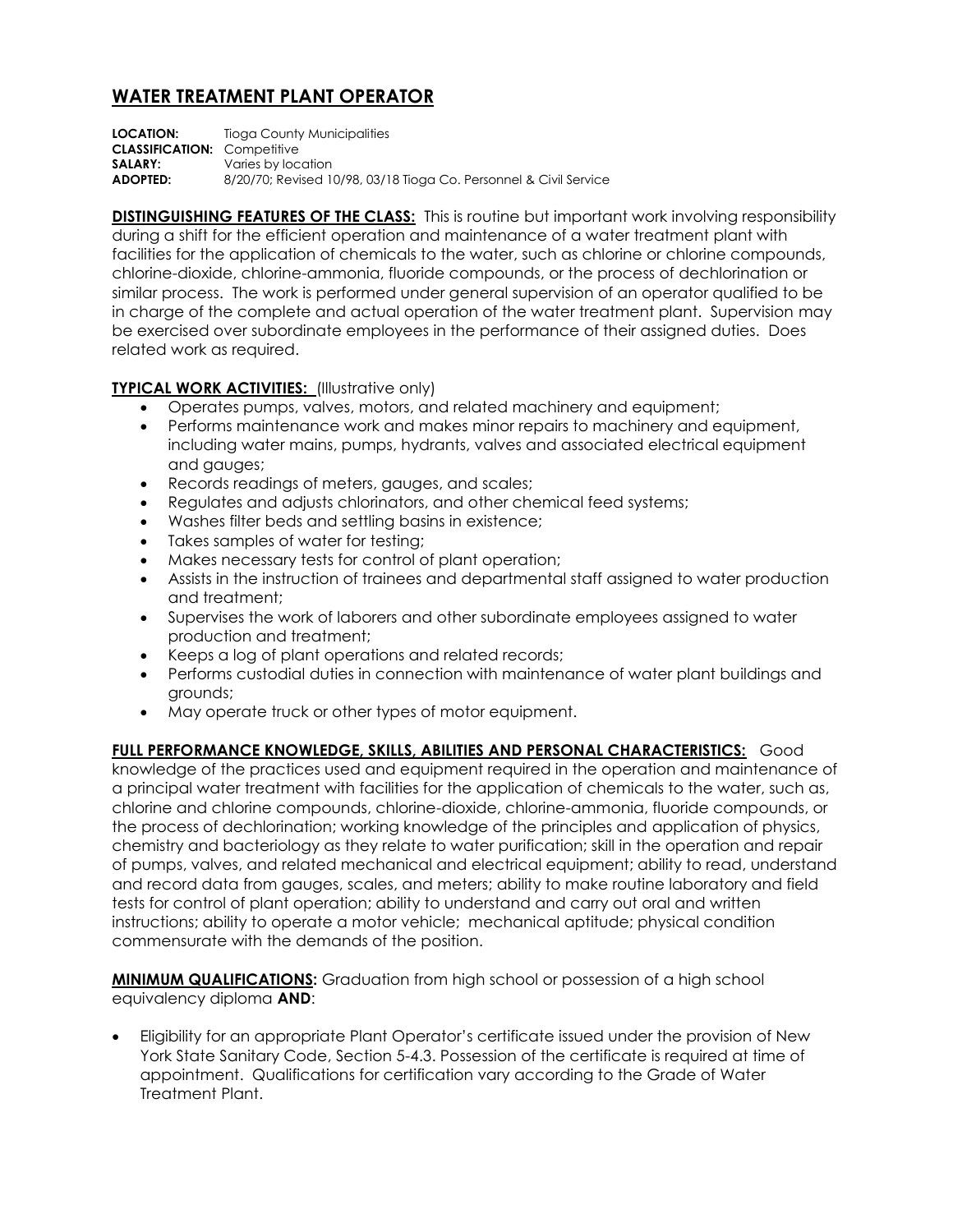# WATER TREATMENT PLANT OPERATOR

**LOCATION:** Tioga County Municipalities
**CLASSIFICATION:** Competitive
**SALARY:** Varies by location
**ADOPTED:** 8/20/70; Revised 10/98, 03/18 Tioga Co. Personnel & Civil Service

**DISTINGUISHING FEATURES OF THE CLASS:** This is routine but important work involving responsibility during a shift for the efficient operation and maintenance of a water treatment plant with facilities for the application of chemicals to the water, such as chlorine or chlorine compounds, chlorine-dioxide, chlorine-ammonia, fluoride compounds, or the process of dechlorination or similar process. The work is performed under general supervision of an operator qualified to be in charge of the complete and actual operation of the water treatment plant. Supervision may be exercised over subordinate employees in the performance of their assigned duties. Does related work as required.

**TYPICAL WORK ACTIVITIES:** (Illustrative only)

- Operates pumps, valves, motors, and related machinery and equipment;
- Performs maintenance work and makes minor repairs to machinery and equipment, including water mains, pumps, hydrants, valves and associated electrical equipment and gauges;
- Records readings of meters, gauges, and scales;
- Regulates and adjusts chlorinators, and other chemical feed systems;
- Washes filter beds and settling basins in existence;
- Takes samples of water for testing;
- Makes necessary tests for control of plant operation;
- Assists in the instruction of trainees and departmental staff assigned to water production and treatment;
- Supervises the work of laborers and other subordinate employees assigned to water production and treatment;
- Keeps a log of plant operations and related records;
- Performs custodial duties in connection with maintenance of water plant buildings and grounds;
- May operate truck or other types of motor equipment.

**FULL PERFORMANCE KNOWLEDGE, SKILLS, ABILITIES AND PERSONAL CHARACTERISTICS:** Good knowledge of the practices used and equipment required in the operation and maintenance of a principal water treatment with facilities for the application of chemicals to the water, such as, chlorine and chlorine compounds, chlorine-dioxide, chlorine-ammonia, fluoride compounds, or the process of dechlorination; working knowledge of the principles and application of physics, chemistry and bacteriology as they relate to water purification; skill in the operation and repair of pumps, valves, and related mechanical and electrical equipment; ability to read, understand and record data from gauges, scales, and meters; ability to make routine laboratory and field tests for control of plant operation; ability to understand and carry out oral and written instructions; ability to operate a motor vehicle; mechanical aptitude; physical condition commensurate with the demands of the position.

**MINIMUM QUALIFICATIONS:** Graduation from high school or possession of a high school equivalency diploma **AND**:

- Eligibility for an appropriate Plant Operator's certificate issued under the provision of New York State Sanitary Code, Section 5-4.3. Possession of the certificate is required at time of appointment. Qualifications for certification vary according to the Grade of Water Treatment Plant.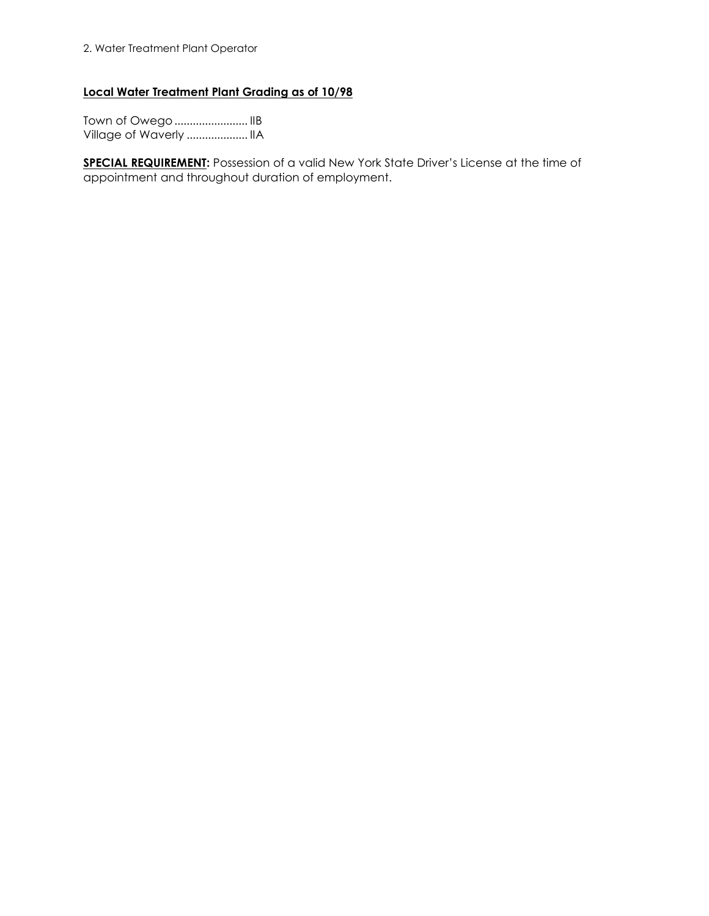**Local Water Treatment Plant Grading as of 10/98**

Town of Owego ........................ IIB
Village of Waverly .................... IIA

**SPECIAL REQUIREMENT:** Possession of a valid New York State Driver's License at the time of appointment and throughout duration of employment.